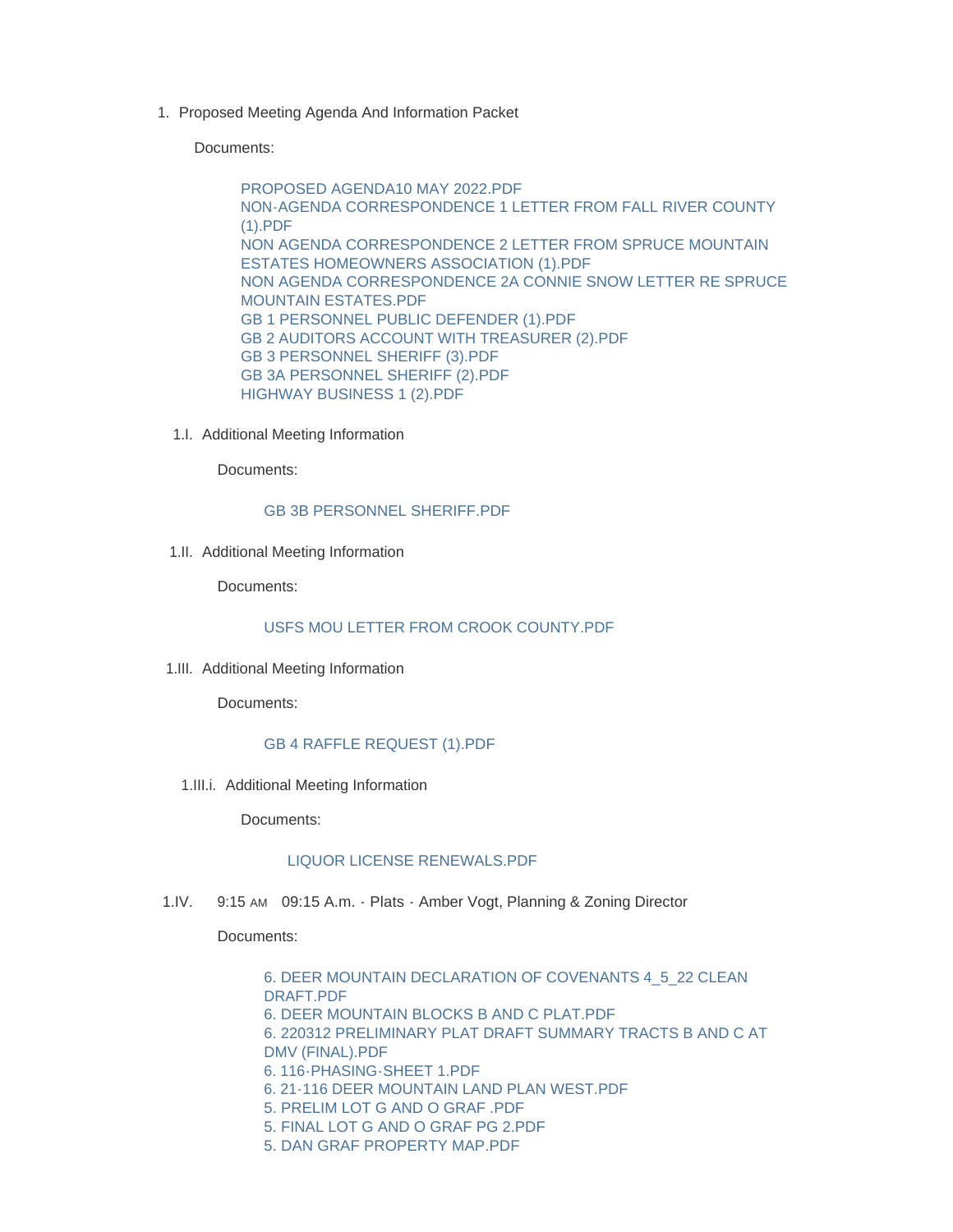1. Proposed Meeting Agenda And Information Packet

   Documents:

   - PROPOSED AGENDA10 MAY 2022.PDF
   - NON-AGENDA CORRESPONDENCE 1 LETTER FROM FALL RIVER COUNTY (1).PDF
   - NON AGENDA CORRESPONDENCE 2 LETTER FROM SPRUCE MOUNTAIN ESTATES HOMEOWNERS ASSOCIATION (1).PDF
   - NON AGENDA CORRESPONDENCE 2A CONNIE SNOW LETTER RE SPRUCE MOUNTAIN ESTATES.PDF
   - GB 1 PERSONNEL PUBLIC DEFENDER (1).PDF
   - GB 2 AUDITORS ACCOUNT WITH TREASURER (2).PDF
   - GB 3 PERSONNEL SHERIFF (3).PDF
   - GB 3A PERSONNEL SHERIFF (2).PDF
   - HIGHWAY BUSINESS 1 (2).PDF

1.I. Additional Meeting Information

   Documents:

   - GB 3B PERSONNEL SHERIFF.PDF

1.II. Additional Meeting Information

   Documents:

   - USFS MOU LETTER FROM CROOK COUNTY.PDF

1.III. Additional Meeting Information

   Documents:

   - GB 4 RAFFLE REQUEST (1).PDF

1.III.i. Additional Meeting Information

   Documents:

   - LIQUOR LICENSE RENEWALS.PDF

1.IV. 9:15 AM 09:15 A.m. - Plats - Amber Vogt, Planning & Zoning Director

   Documents:

   - 6. DEER MOUNTAIN DECLARATION OF COVENANTS 4_5_22 CLEAN DRAFT.PDF
   - 6. DEER MOUNTAIN BLOCKS B AND C PLAT.PDF
   - 6. 220312 PRELIMINARY PLAT DRAFT SUMMARY TRACTS B AND C AT DMV (FINAL).PDF
   - 6. 116-PHASING-SHEET 1.PDF
   - 6. 21-116 DEER MOUNTAIN LAND PLAN WEST.PDF
   - 5. PRELIM LOT G AND O GRAF .PDF
   - 5. FINAL LOT G AND O GRAF PG 2.PDF
   - 5. DAN GRAF PROPERTY MAP.PDF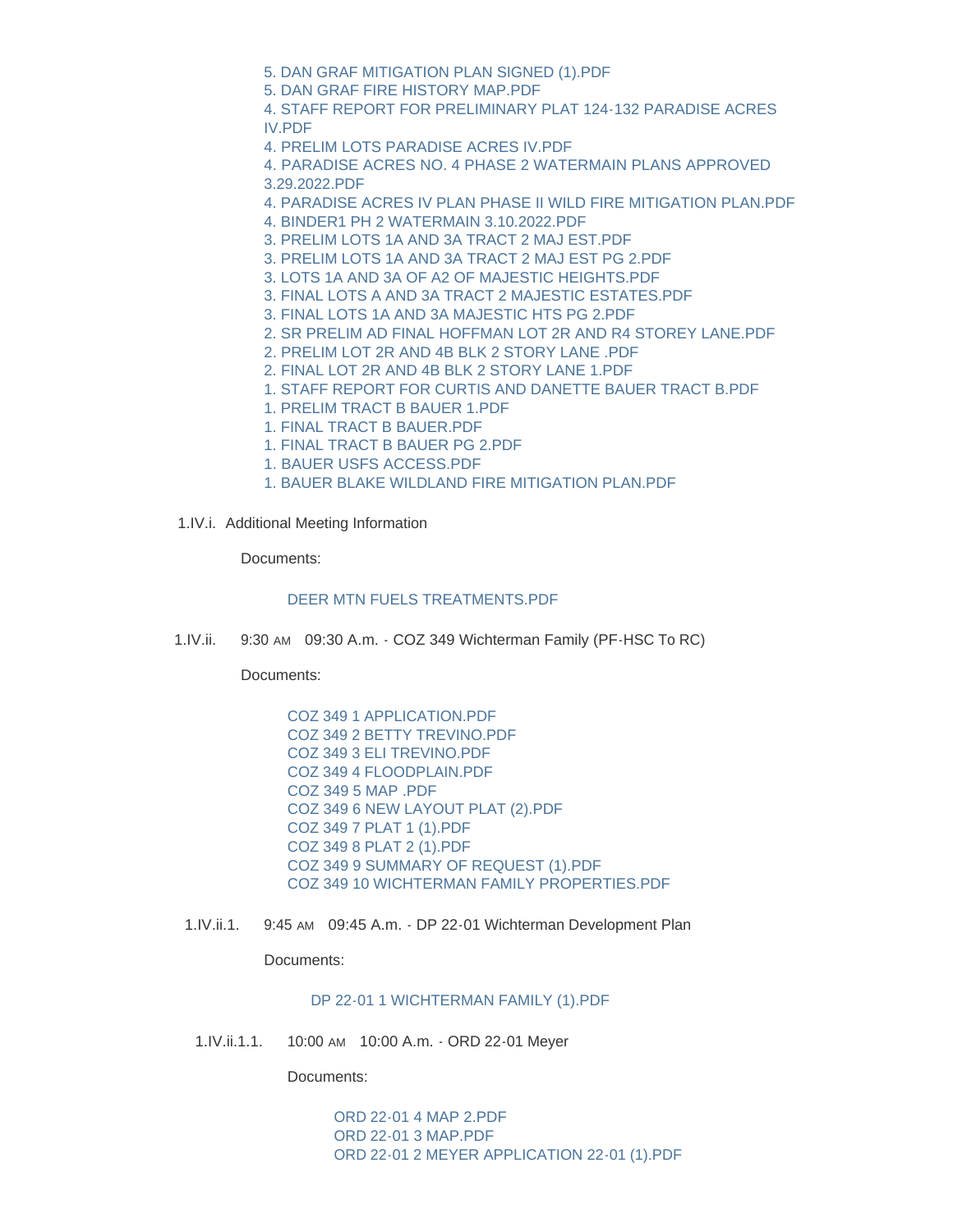- 5. DAN GRAF MITIGATION PLAN SIGNED (1).PDF
- 5. DAN GRAF FIRE HISTORY MAP.PDF
- 4. STAFF REPORT FOR PRELIMINARY PLAT 124-132 PARADISE ACRES IV.PDF
- 4. PRELIM LOTS PARADISE ACRES IV.PDF
- 4. PARADISE ACRES NO. 4 PHASE 2 WATERMAIN PLANS APPROVED 3.29.2022.PDF
- 4. PARADISE ACRES IV PLAN PHASE II WILD FIRE MITIGATION PLAN.PDF
- 4. BINDER1 PH 2 WATERMAIN 3.10.2022.PDF
- 3. PRELIM LOTS 1A AND 3A TRACT 2 MAJ EST.PDF
- 3. PRELIM LOTS 1A AND 3A TRACT 2 MAJ EST PG 2.PDF
- 3. LOTS 1A AND 3A OF A2 OF MAJESTIC HEIGHTS.PDF
- 3. FINAL LOTS A AND 3A TRACT 2 MAJESTIC ESTATES.PDF
- 3. FINAL LOTS 1A AND 3A MAJESTIC HTS PG 2.PDF
- 2. SR PRELIM AD FINAL HOFFMAN LOT 2R AND R4 STOREY LANE.PDF
- 2. PRELIM LOT 2R AND 4B BLK 2 STORY LANE .PDF
- 2. FINAL LOT 2R AND 4B BLK 2 STORY LANE 1.PDF
- 1. STAFF REPORT FOR CURTIS AND DANETTE BAUER TRACT B.PDF
- 1. PRELIM TRACT B BAUER 1.PDF
- 1. FINAL TRACT B BAUER.PDF
- 1. FINAL TRACT B BAUER PG 2.PDF
- 1. BAUER USFS ACCESS.PDF
- 1. BAUER BLAKE WILDLAND FIRE MITIGATION PLAN.PDF

1.IV.i. Additional Meeting Information

Documents:

- DEER MTN FUELS TREATMENTS.PDF

1.IV.ii. 9:30 AM 09:30 A.m. - COZ 349 Wichterman Family (PF-HSC To RC)

Documents:

- COZ 349 1 APPLICATION.PDF
- COZ 349 2 BETTY TREVINO.PDF
- COZ 349 3 ELI TREVINO.PDF
- COZ 349 4 FLOODPLAIN.PDF
- COZ 349 5 MAP .PDF
- COZ 349 6 NEW LAYOUT PLAT (2).PDF
- COZ 349 7 PLAT 1 (1).PDF
- COZ 349 8 PLAT 2 (1).PDF
- COZ 349 9 SUMMARY OF REQUEST (1).PDF
- COZ 349 10 WICHTERMAN FAMILY PROPERTIES.PDF

1.IV.ii.1. 9:45 AM 09:45 A.m. - DP 22-01 Wichterman Development Plan

Documents:

- DP 22-01 1 WICHTERMAN FAMILY (1).PDF

1.IV.ii.1.1. 10:00 AM 10:00 A.m. - ORD 22-01 Meyer

Documents:

- ORD 22-01 4 MAP 2.PDF
- ORD 22-01 3 MAP.PDF
- ORD 22-01 2 MEYER APPLICATION 22-01 (1).PDF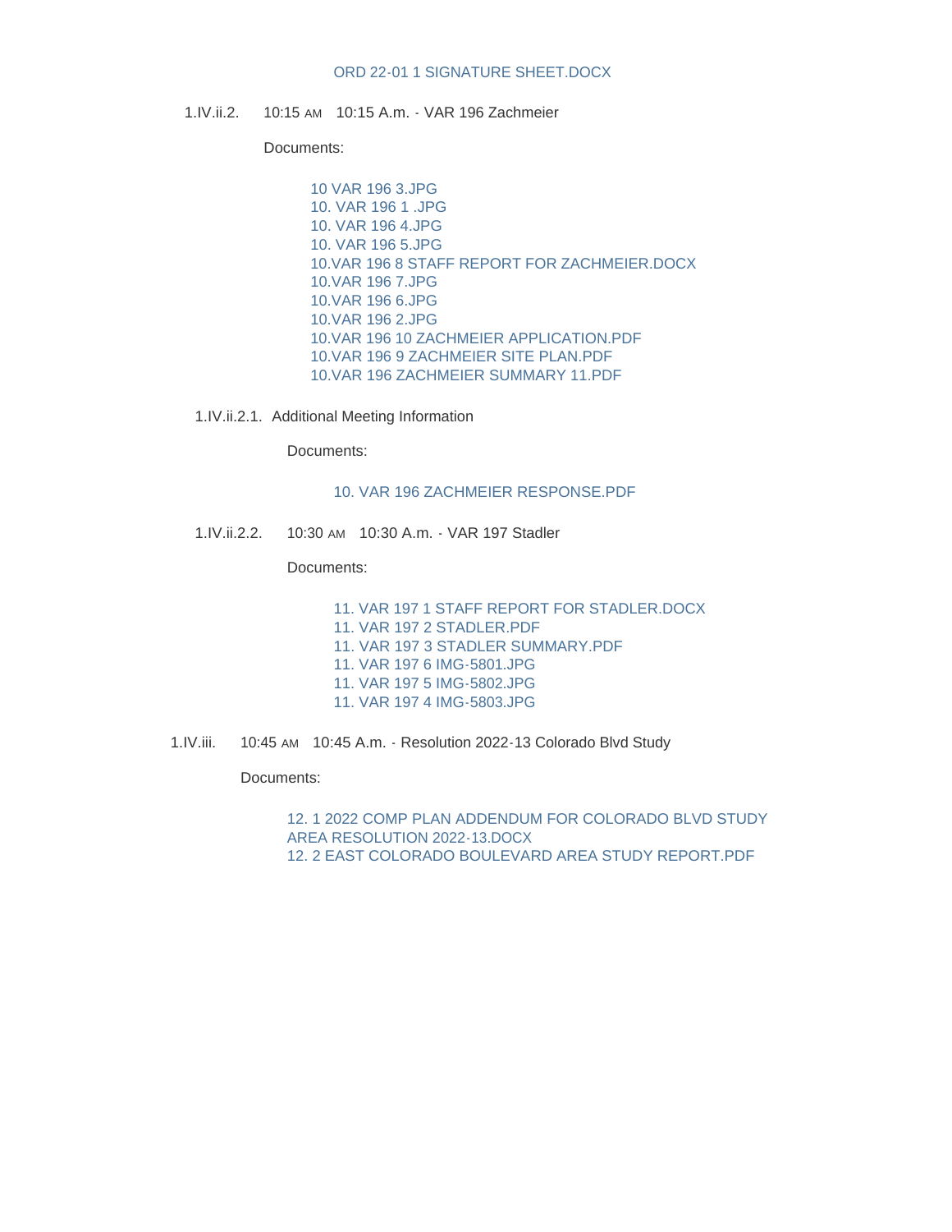ORD 22-01 1 SIGNATURE SHEET.DOCX

1.IV.ii.2. 10:15 AM 10:15 A.m. - VAR 196 Zachmeier

Documents:

- 10 VAR 196 3.JPG
- 10. VAR 196 1 .JPG
- 10. VAR 196 4.JPG
- 10. VAR 196 5.JPG
- 10.VAR 196 8 STAFF REPORT FOR ZACHMEIER.DOCX
- 10.VAR 196 7.JPG
- 10.VAR 196 6.JPG
- 10.VAR 196 2.JPG
- 10.VAR 196 10 ZACHMEIER APPLICATION.PDF
- 10.VAR 196 9 ZACHMEIER SITE PLAN.PDF
- 10.VAR 196 ZACHMEIER SUMMARY 11.PDF

1.IV.ii.2.1. Additional Meeting Information

Documents:

- 10. VAR 196 ZACHMEIER RESPONSE.PDF

1.IV.ii.2.2. 10:30 AM 10:30 A.m. - VAR 197 Stadler

Documents:

- 11. VAR 197 1 STAFF REPORT FOR STADLER.DOCX
- 11. VAR 197 2 STADLER.PDF
- 11. VAR 197 3 STADLER SUMMARY.PDF
- 11. VAR 197 6 IMG-5801.JPG
- 11. VAR 197 5 IMG-5802.JPG
- 11. VAR 197 4 IMG-5803.JPG

1.IV.iii. 10:45 AM 10:45 A.m. - Resolution 2022-13 Colorado Blvd Study

Documents:

- 12. 1 2022 COMP PLAN ADDENDUM FOR COLORADO BLVD STUDY AREA RESOLUTION 2022-13.DOCX
- 12. 2 EAST COLORADO BOULEVARD AREA STUDY REPORT.PDF